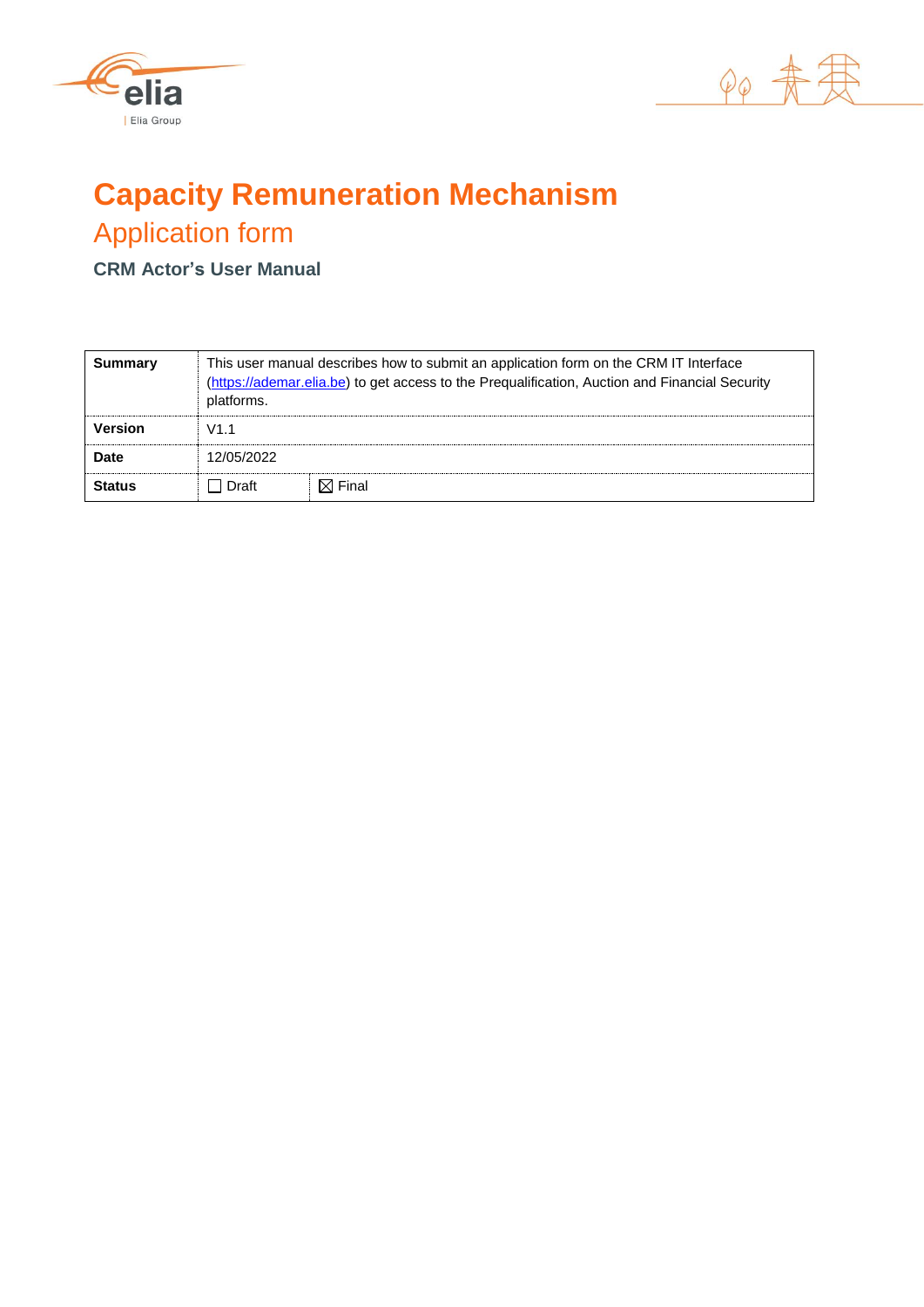# Capacity Remuneration Mechanism

## Application form

### CRM Actor's User Manual

| | | |
|---|---|---|
| **Summary** | This user manual describes how to submit an application form on the CRM IT Interface (https://ademar.elia.be) to get access to the Prequalification, Auction and Financial Security platforms. | |
| **Version** | V1.1 | |
| **Date** | 12/05/2022 | |
| **Status** | ☐ Draft | ☒ Final |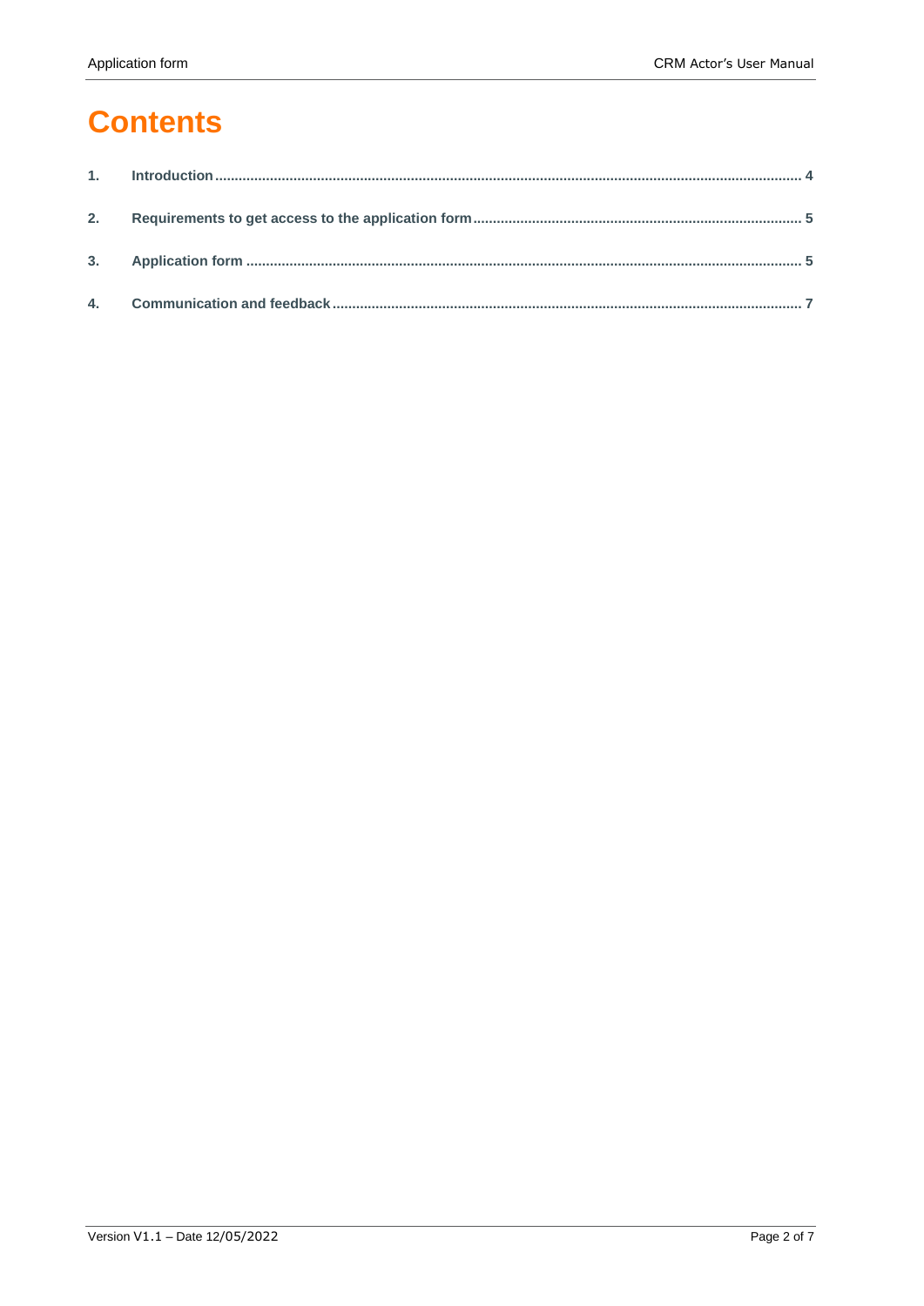# Contents

1. Introduction ........................................................................................................................ 4
2. Requirements to get access to the application form ........................................................ 5
3. Application form ................................................................................................................ 5
4. Communication and feedback ............................................................................................ 7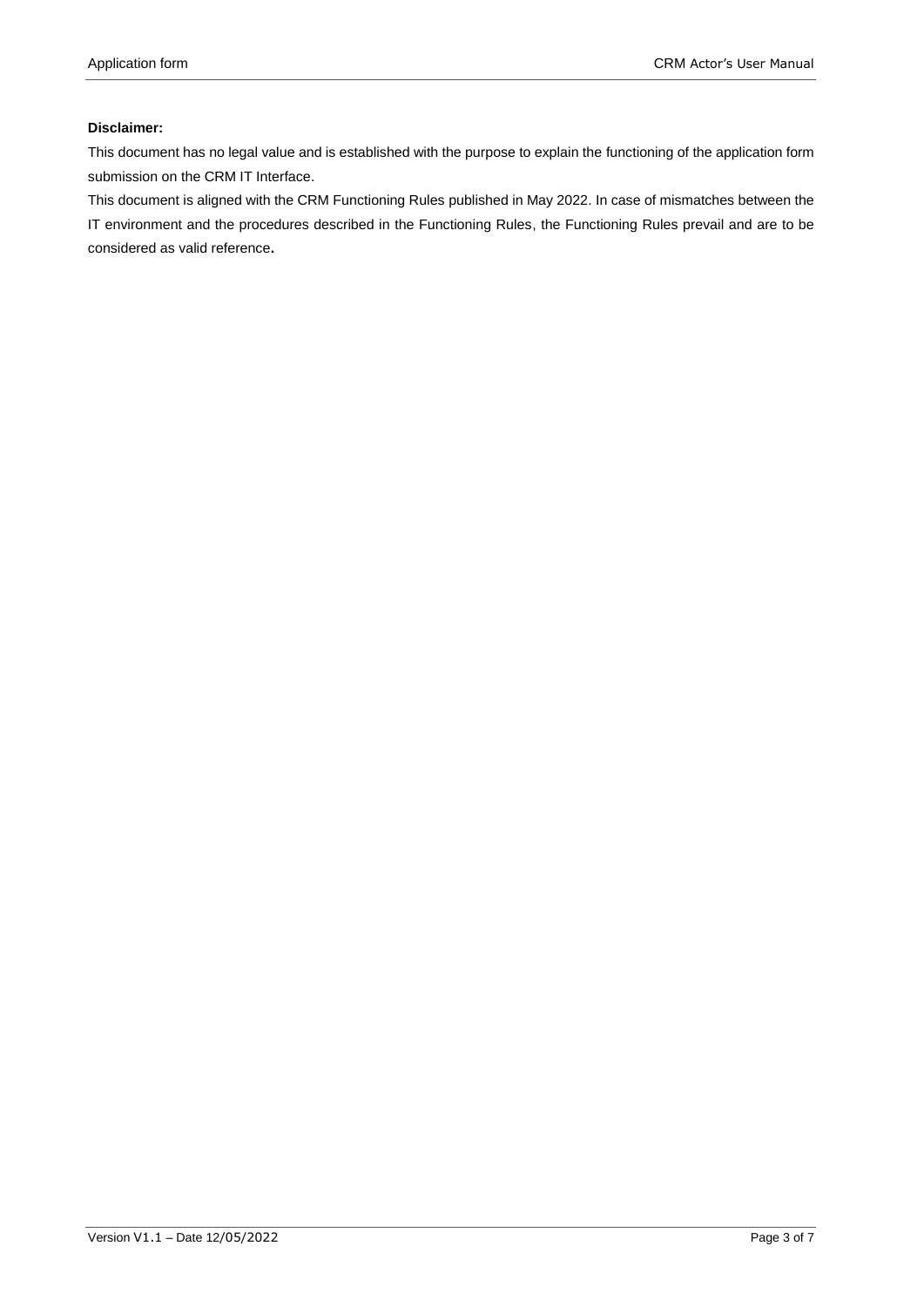**Disclaimer:**

This document has no legal value and is established with the purpose to explain the functioning of the application form submission on the CRM IT Interface.

This document is aligned with the CRM Functioning Rules published in May 2022. In case of mismatches between the IT environment and the procedures described in the Functioning Rules, the Functioning Rules prevail and are to be considered as valid reference.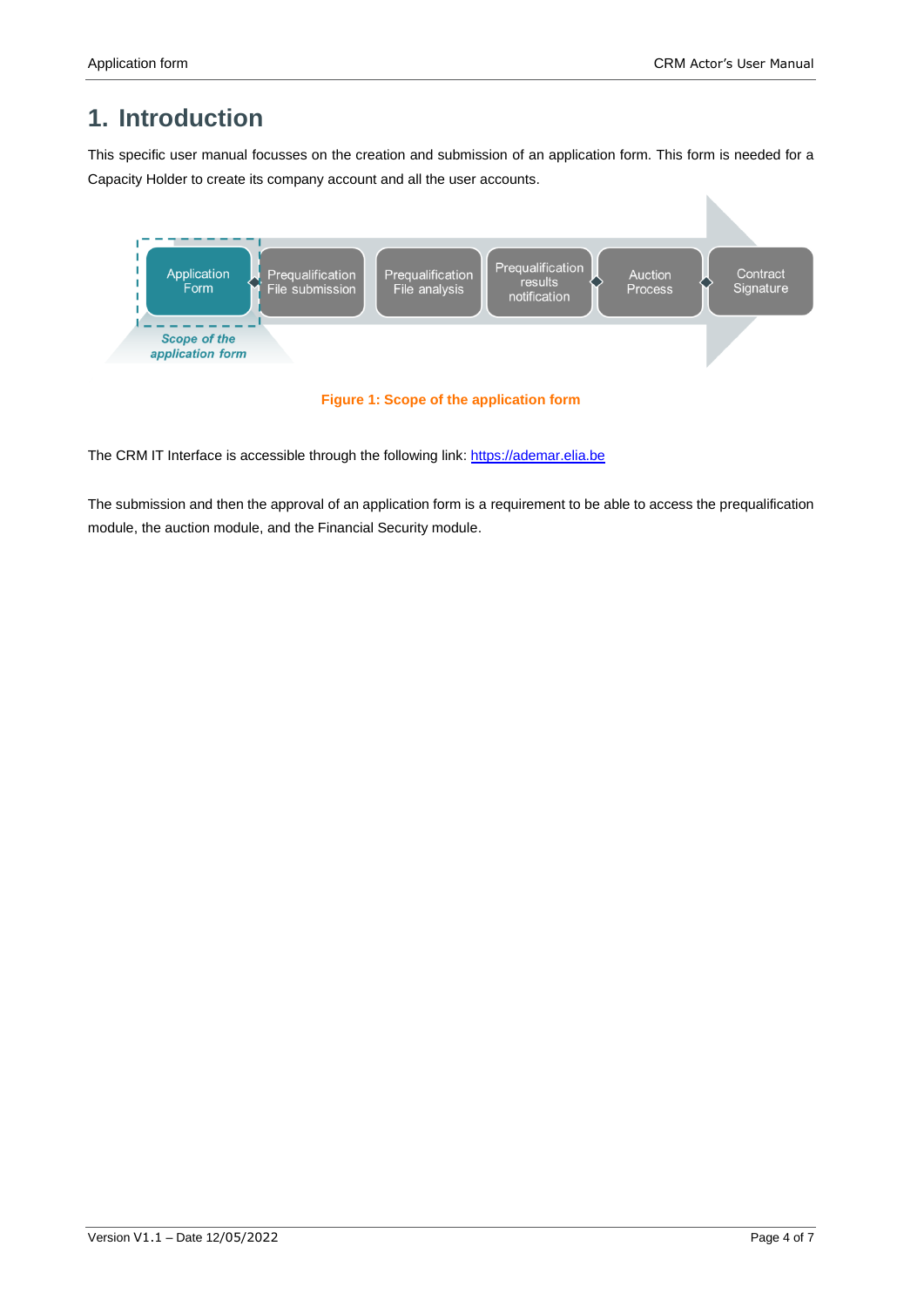# 1. Introduction

This specific user manual focusses on the creation and submission of an application form. This form is needed for a Capacity Holder to create its company account and all the user accounts.

Figure 1: Scope of the application form

The CRM IT Interface is accessible through the following link: [https://ademar.elia.be](https://ademar.elia.be)

The submission and then the approval of an application form is a requirement to be able to access the prequalification module, the auction module, and the Financial Security module.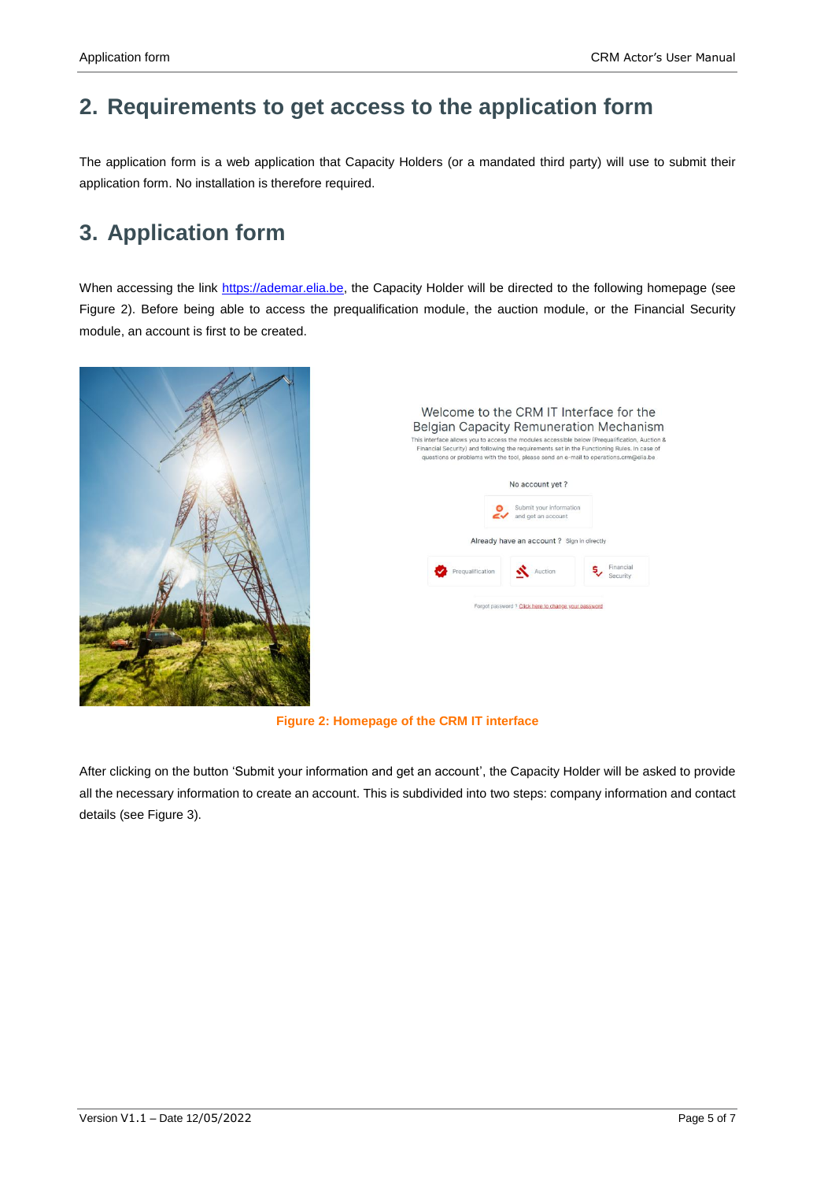## 2. Requirements to get access to the application form

The application form is a web application that Capacity Holders (or a mandated third party) will use to submit their application form. No installation is therefore required.

## 3. Application form

When accessing the link https://ademar.elia.be, the Capacity Holder will be directed to the following homepage (see Figure 2). Before being able to access the prequalification module, the auction module, or the Financial Security module, an account is first to be created.

Welcome to the CRM IT Interface for the Belgian Capacity Remuneration Mechanism

This interface allows you to access the modules accessible below (Prequalification, Auction & Financial Security) and following the requirements set in the Functioning Rules. In case of questions or problems with the tool, please send an e-mail to operations.crm@elia.be

No account yet ?

Submit your information and get an account

Already have an account ? Sign in directly

Prequalification | Auction | Financial Security

Forgot password ? Click here to change your password

**Figure 2: Homepage of the CRM IT interface**

After clicking on the button 'Submit your information and get an account', the Capacity Holder will be asked to provide all the necessary information to create an account. This is subdivided into two steps: company information and contact details (see Figure 3).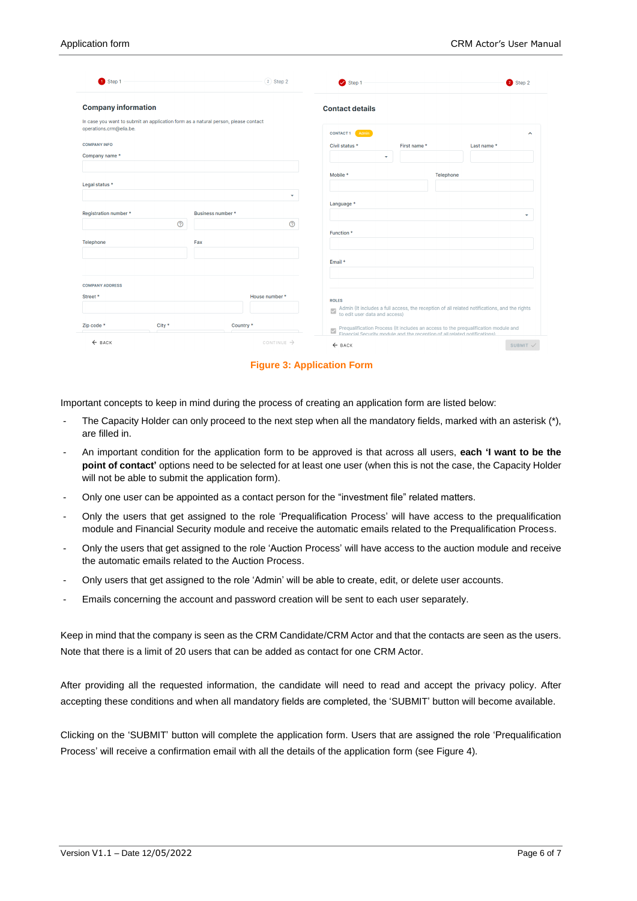Figure 3: Application Form

Important concepts to keep in mind during the process of creating an application form are listed below:

- The Capacity Holder can only proceed to the next step when all the mandatory fields, marked with an asterisk (*), are filled in.
- An important condition for the application form to be approved is that across all users, **each 'I want to be the point of contact'** options need to be selected for at least one user (when this is not the case, the Capacity Holder will not be able to submit the application form).
- Only one user can be appointed as a contact person for the "investment file" related matters.
- Only the users that get assigned to the role 'Prequalification Process' will have access to the prequalification module and Financial Security module and receive the automatic emails related to the Prequalification Process.
- Only the users that get assigned to the role 'Auction Process' will have access to the auction module and receive the automatic emails related to the Auction Process.
- Only users that get assigned to the role 'Admin' will be able to create, edit, or delete user accounts.
- Emails concerning the account and password creation will be sent to each user separately.

Keep in mind that the company is seen as the CRM Candidate/CRM Actor and that the contacts are seen as the users. Note that there is a limit of 20 users that can be added as contact for one CRM Actor.

After providing all the requested information, the candidate will need to read and accept the privacy policy. After accepting these conditions and when all mandatory fields are completed, the 'SUBMIT' button will become available.

Clicking on the 'SUBMIT' button will complete the application form. Users that are assigned the role 'Prequalification Process' will receive a confirmation email with all the details of the application form (see Figure 4).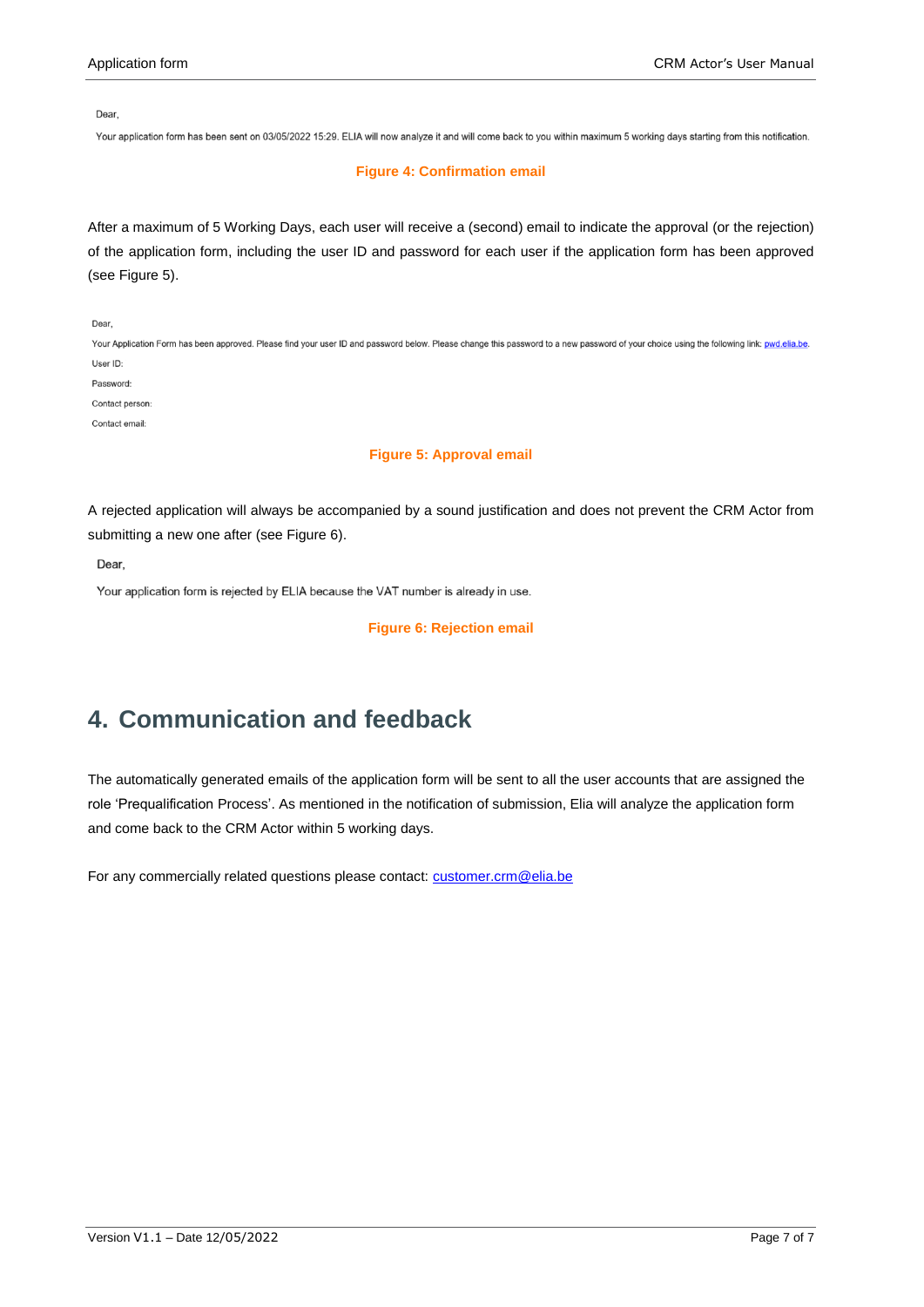Dear,

Your application form has been sent on 03/05/2022 15:29. ELIA will now analyze it and will come back to you within maximum 5 working days starting from this notification.

**Figure 4: Confirmation email**

After a maximum of 5 Working Days, each user will receive a (second) email to indicate the approval (or the rejection) of the application form, including the user ID and password for each user if the application form has been approved (see Figure 5).

Dear,

Your Application Form has been approved. Please find your user ID and password below. Please change this password to a new password of your choice using the following link: pwd.elia.be.

User ID:

Password:

Contact person:

Contact email:

**Figure 5: Approval email**

A rejected application will always be accompanied by a sound justification and does not prevent the CRM Actor from submitting a new one after (see Figure 6).

Dear,

Your application form is rejected by ELIA because the VAT number is already in use.

**Figure 6: Rejection email**

# 4. Communication and feedback

The automatically generated emails of the application form will be sent to all the user accounts that are assigned the role 'Prequalification Process'. As mentioned in the notification of submission, Elia will analyze the application form and come back to the CRM Actor within 5 working days.

For any commercially related questions please contact: customer.crm@elia.be